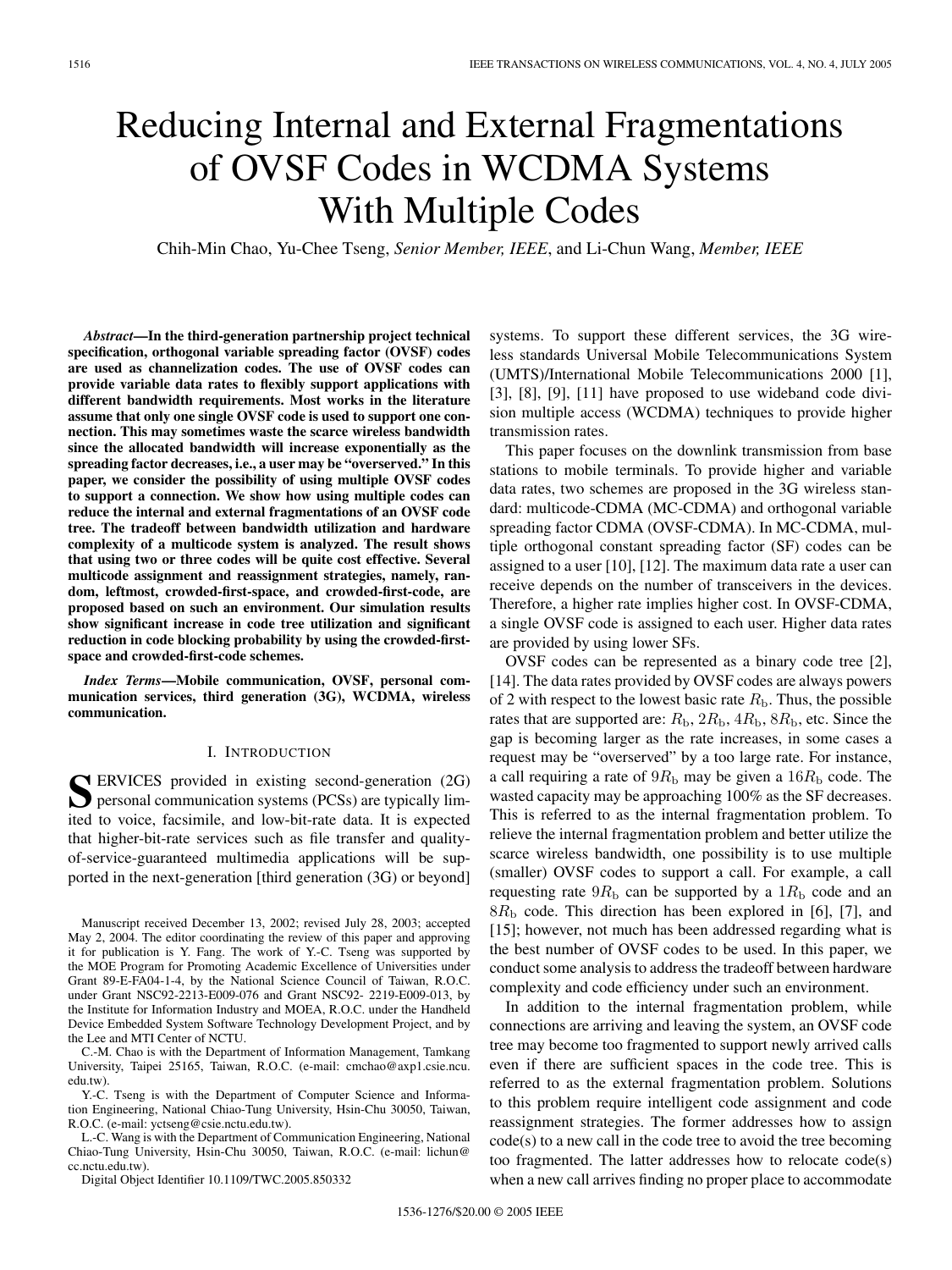# Reducing Internal and External Fragmentations of OVSF Codes in WCDMA Systems With Multiple Codes

Chih-Min Chao, Yu-Chee Tseng, *Senior Member, IEEE*, and Li-Chun Wang, *Member, IEEE*

***Abstract*—In the third-generation partnership project technical specification, orthogonal variable spreading factor (OVSF) codes are used as channelization codes. The use of OVSF codes can provide variable data rates to flexibly support applications with different bandwidth requirements. Most works in the literature assume that only one single OVSF code is used to support one connection. This may sometimes waste the scarce wireless bandwidth since the allocated bandwidth will increase exponentially as the spreading factor decreases, i.e., a user may be "overserved." In this paper, we consider the possibility of using multiple OVSF codes to support a connection. We show how using multiple codes can reduce the internal and external fragmentations of an OVSF code tree. The tradeoff between bandwidth utilization and hardware complexity of a multicode system is analyzed. The result shows that using two or three codes will be quite cost effective. Several multicode assignment and reassignment strategies, namely, random, leftmost, crowded-first-space, and crowded-first-code, are proposed based on such an environment. Our simulation results show significant increase in code tree utilization and significant reduction in code blocking probability by using the crowded-first-space and crowded-first-code schemes.**

***Index Terms*—Mobile communication, OVSF, personal communication services, third generation (3G), WCDMA, wireless communication.**

## I. Introduction

Services provided in existing second-generation (2G) personal communication systems (PCSs) are typically limited to voice, facsimile, and low-bit-rate data. It is expected that higher-bit-rate services such as file transfer and quality-of-service-guaranteed multimedia applications will be supported in the next-generation [third generation (3G) or beyond] systems. To support these different services, the 3G wireless standards Universal Mobile Telecommunications System (UMTS)/International Mobile Telecommunications 2000 [1], [3], [8], [9], [11] have proposed to use wideband code division multiple access (WCDMA) techniques to provide higher transmission rates.

This paper focuses on the downlink transmission from base stations to mobile terminals. To provide higher and variable data rates, two schemes are proposed in the 3G wireless standard: multicode-CDMA (MC-CDMA) and orthogonal variable spreading factor CDMA (OVSF-CDMA). In MC-CDMA, multiple orthogonal constant spreading factor (SF) codes can be assigned to a user [10], [12]. The maximum data rate a user can receive depends on the number of transceivers in the devices. Therefore, a higher rate implies higher cost. In OVSF-CDMA, a single OVSF code is assigned to each user. Higher data rates are provided by using lower SFs.

OVSF codes can be represented as a binary code tree [2], [14]. The data rates provided by OVSF codes are always powers of 2 with respect to the lowest basic rate $R_\mathrm{b}$. Thus, the possible rates that are supported are: $R_\mathrm{b}$, $2R_\mathrm{b}$, $4R_\mathrm{b}$, $8R_\mathrm{b}$, etc. Since the gap is becoming larger as the rate increases, in some cases a request may be "overserved" by a too large rate. For instance, a call requiring a rate of $9R_\mathrm{b}$ may be given a $16R_\mathrm{b}$ code. The wasted capacity may be approaching 100% as the SF decreases. This is referred to as the internal fragmentation problem. To relieve the internal fragmentation problem and better utilize the scarce wireless bandwidth, one possibility is to use multiple (smaller) OVSF codes to support a call. For example, a call requesting rate $9R_\mathrm{b}$ can be supported by a $1R_\mathrm{b}$ code and an $8R_\mathrm{b}$ code. This direction has been explored in [6], [7], and [15]; however, not much has been addressed regarding what is the best number of OVSF codes to be used. In this paper, we conduct some analysis to address the tradeoff between hardware complexity and code efficiency under such an environment.

In addition to the internal fragmentation problem, while connections are arriving and leaving the system, an OVSF code tree may become too fragmented to support newly arrived calls even if there are sufficient spaces in the code tree. This is referred to as the external fragmentation problem. Solutions to this problem require intelligent code assignment and code reassignment strategies. The former addresses how to assign code(s) to a new call in the code tree to avoid the tree becoming too fragmented. The latter addresses how to relocate code(s) when a new call arrives finding no proper place to accommodate

Manuscript received December 13, 2002; revised July 28, 2003; accepted May 2, 2004. The editor coordinating the review of this paper and approving it for publication is Y. Fang. The work of Y.-C. Tseng was supported by the MOE Program for Promoting Academic Excellence of Universities under Grant 89-E-FA04-1-4, by the National Science Council of Taiwan, R.O.C. under Grant NSC92-2213-E009-076 and Grant NSC92- 2219-E009-013, by the Institute for Information Industry and MOEA, R.O.C. under the Handheld Device Embedded System Software Technology Development Project, and by the Lee and MTI Center of NCTU.

C.-M. Chao is with the Department of Information Management, Tamkang University, Taipei 25165, Taiwan, R.O.C. (e-mail: cmchao@axp1.csie.ncu.edu.tw).

Y.-C. Tseng is with the Department of Computer Science and Information Engineering, National Chiao-Tung University, Hsin-Chu 30050, Taiwan, R.O.C. (e-mail: yctseng@csie.nctu.edu.tw).

L.-C. Wang is with the Department of Communication Engineering, National Chiao-Tung University, Hsin-Chu 30050, Taiwan, R.O.C. (e-mail: lichun@cc.nctu.edu.tw).

Digital Object Identifier 10.1109/TWC.2005.850332

1536-1276/$20.00 © 2005 IEEE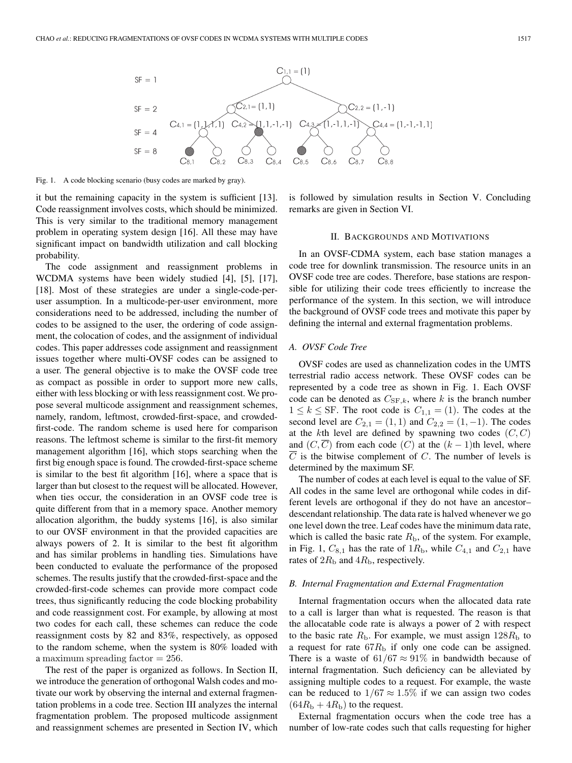Fig. 1. A code blocking scenario (busy codes are marked by gray).

it but the remaining capacity in the system is sufficient [13]. Code reassignment involves costs, which should be minimized. This is very similar to the traditional memory management problem in operating system design [16]. All these may have significant impact on bandwidth utilization and call blocking probability.

The code assignment and reassignment problems in WCDMA systems have been widely studied [4], [5], [17], [18]. Most of these strategies are under a single-code-per-user assumption. In a multicode-per-user environment, more considerations need to be addressed, including the number of codes to be assigned to the user, the ordering of code assignment, the colocation of codes, and the assignment of individual codes. This paper addresses code assignment and reassignment issues together where multi-OVSF codes can be assigned to a user. The general objective is to make the OVSF code tree as compact as possible in order to support more new calls, either with less blocking or with less reassignment cost. We propose several multicode assignment and reassignment schemes, namely, random, leftmost, crowded-first-space, and crowded-first-code. The random scheme is used here for comparison reasons. The leftmost scheme is similar to the first-fit memory management algorithm [16], which stops searching when the first big enough space is found. The crowded-first-space scheme is similar to the best fit algorithm [16], where a space that is larger than but closest to the request will be allocated. However, when ties occur, the consideration in an OVSF code tree is quite different from that in a memory space. Another memory allocation algorithm, the buddy systems [16], is also similar to our OVSF environment in that the provided capacities are always powers of 2. It is similar to the best fit algorithm and has similar problems in handling ties. Simulations have been conducted to evaluate the performance of the proposed schemes. The results justify that the crowded-first-space and the crowded-first-code schemes can provide more compact code trees, thus significantly reducing the code blocking probability and code reassignment cost. For example, by allowing at most two codes for each call, these schemes can reduce the code reassignment costs by 82 and 83%, respectively, as opposed to the random scheme, when the system is 80% loaded with a $\text{maximum spreading factor} = 256$.

The rest of the paper is organized as follows. In Section II, we introduce the generation of orthogonal Walsh codes and motivate our work by observing the internal and external fragmentation problems in a code tree. Section III analyzes the internal fragmentation problem. The proposed multicode assignment and reassignment schemes are presented in Section IV, which is followed by simulation results in Section V. Concluding remarks are given in Section VI.

## II. Backgrounds and Motivations

In an OVSF-CDMA system, each base station manages a code tree for downlink transmission. The resource units in an OVSF code tree are codes. Therefore, base stations are responsible for utilizing their code trees efficiently to increase the performance of the system. In this section, we will introduce the background of OVSF code trees and motivate this paper by defining the internal and external fragmentation problems.

### A. OVSF Code Tree

OVSF codes are used as channelization codes in the UMTS terrestrial radio access network. These OVSF codes can be represented by a code tree as shown in Fig. 1. Each OVSF code can be denoted as $C_{\mathrm{SF},k}$, where $k$ is the branch number $1 \le k \le \mathrm{SF}$. The root code is $C_{1,1} = (1)$. The codes at the second level are $C_{2,1} = (1,1)$ and $C_{2,2} = (1,-1)$. The codes at the $k$th level are defined by spawning two codes $(C, C)$ and $(C, \overline{C})$ from each code $(C)$ at the $(k-1)$th level, where $\overline{C}$ is the bitwise complement of $C$. The number of levels is determined by the maximum SF.

The number of codes at each level is equal to the value of SF. All codes in the same level are orthogonal while codes in different levels are orthogonal if they do not have an ancestor–descendant relationship. The data rate is halved whenever we go one level down the tree. Leaf codes have the minimum data rate, which is called the basic rate $R_{\mathrm{b}}$, of the system. For example, in Fig. 1, $C_{8,1}$ has the rate of $1R_{\mathrm{b}}$, while $C_{4,1}$ and $C_{2,1}$ have rates of $2R_{\mathrm{b}}$ and $4R_{\mathrm{b}}$, respectively.

### B. Internal Fragmentation and External Fragmentation

Internal fragmentation occurs when the allocated data rate to a call is larger than what is requested. The reason is that the allocatable code rate is always a power of 2 with respect to the basic rate $R_{\mathrm{b}}$. For example, we must assign $128R_{\mathrm{b}}$ to a request for rate $67R_{\mathrm{b}}$ if only one code can be assigned. There is a waste of $61/67 \approx 91\%$ in bandwidth because of internal fragmentation. Such deficiency can be alleviated by assigning multiple codes to a request. For example, the waste can be reduced to $1/67 \approx 1.5\%$ if we can assign two codes $(64R_{\mathrm{b}} + 4R_{\mathrm{b}})$ to the request.

External fragmentation occurs when the code tree has a number of low-rate codes such that calls requesting for higher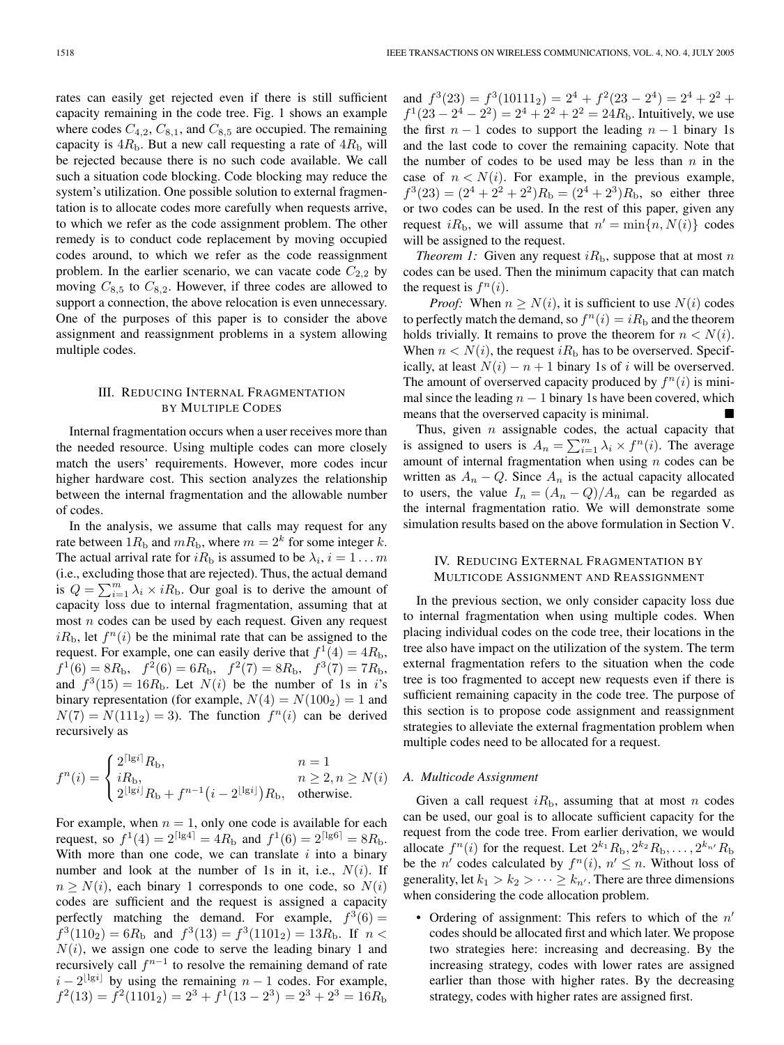rates can easily get rejected even if there is still sufficient capacity remaining in the code tree. Fig. 1 shows an example where codes $C_{4,2}$, $C_{8,1}$, and $C_{8,5}$ are occupied. The remaining capacity is $4R_{\rm b}$. But a new call requesting a rate of $4R_{\rm b}$ will be rejected because there is no such code available. We call such a situation code blocking. Code blocking may reduce the system's utilization. One possible solution to external fragmentation is to allocate codes more carefully when requests arrive, to which we refer as the code assignment problem. The other remedy is to conduct code replacement by moving occupied codes around, to which we refer as the code reassignment problem. In the earlier scenario, we can vacate code $C_{2,2}$ by moving $C_{8,5}$ to $C_{8,2}$. However, if three codes are allowed to support a connection, the above relocation is even unnecessary. One of the purposes of this paper is to consider the above assignment and reassignment problems in a system allowing multiple codes.

## III. Reducing Internal Fragmentation by Multiple Codes

Internal fragmentation occurs when a user receives more than the needed resource. Using multiple codes can more closely match the users' requirements. However, more codes incur higher hardware cost. This section analyzes the relationship between the internal fragmentation and the allowable number of codes.

In the analysis, we assume that calls may request for any rate between $1R_{\rm b}$ and $mR_{\rm b}$, where $m = 2^k$ for some integer $k$. The actual arrival rate for $iR_{\rm b}$ is assumed to be $\lambda_i$, $i = 1 \ldots m$ (i.e., excluding those that are rejected). Thus, the actual demand is $Q = \sum_{i=1}^{m} \lambda_i \times iR_{\rm b}$. Our goal is to derive the amount of capacity loss due to internal fragmentation, assuming that at most $n$ codes can be used by each request. Given any request $iR_{\rm b}$, let $f^n(i)$ be the minimal rate that can be assigned to the request. For example, one can easily derive that $f^1(4) = 4R_{\rm b}$, $f^1(6) = 8R_{\rm b}$, $f^2(6) = 6R_{\rm b}$, $f^2(7) = 8R_{\rm b}$, $f^3(7) = 7R_{\rm b}$, and $f^3(15) = 16R_{\rm b}$. Let $N(i)$ be the number of 1s in $i$'s binary representation (for example, $N(4) = N(100_2) = 1$ and $N(7) = N(111_2) = 3$). The function $f^n(i)$ can be derived recursively as

$$f^n(i) = \begin{cases} 2^{\lceil \lg i \rceil} R_{\rm b}, & n = 1 \\ iR_{\rm b}, & n \geq 2, n \geq N(i) \\ 2^{\lfloor \lg i \rfloor} R_{\rm b} + f^{n-1}\big(i - 2^{\lfloor \lg i \rfloor}\big) R_{\rm b}, & \text{otherwise.} \end{cases}$$

For example, when $n = 1$, only one code is available for each request, so $f^1(4) = 2^{\lceil \lg 4 \rceil} = 4R_{\rm b}$ and $f^1(6) = 2^{\lceil \lg 6 \rceil} = 8R_{\rm b}$. With more than one code, we can translate $i$ into a binary number and look at the number of 1s in it, i.e., $N(i)$. If $n \geq N(i)$, each binary 1 corresponds to one code, so $N(i)$ codes are sufficient and the request is assigned a capacity perfectly matching the demand. For example, $f^3(6) = f^3(110_2) = 6R_{\rm b}$ and $f^3(13) = f^3(1101_2) = 13R_{\rm b}$. If $n < N(i)$, we assign one code to serve the leading binary 1 and recursively call $f^{n-1}$ to resolve the remaining demand of rate $i - 2^{\lfloor \lg i \rfloor}$ by using the remaining $n - 1$ codes. For example, $f^2(13) = f^2(1101_2) = 2^3 + f^1(13 - 2^3) = 2^3 + 2^3 = 16R_{\rm b}$ and $f^3(23) = f^3(10111_2) = 2^4 + f^2(23 - 2^4) = 2^4 + 2^2 + f^1(23 - 2^4 - 2^2) = 2^4 + 2^2 + 2^2 = 24R_{\rm b}$. Intuitively, we use the first $n - 1$ codes to support the leading $n - 1$ binary 1s and the last code to cover the remaining capacity. Note that the number of codes to be used may be less than $n$ in the case of $n < N(i)$. For example, in the previous example, $f^3(23) = (2^4 + 2^2 + 2^2)R_{\rm b} = (2^4 + 2^3)R_{\rm b}$, so either three or two codes can be used. In the rest of this paper, given any request $iR_{\rm b}$, we will assume that $n' = \min\{n, N(i)\}$ codes will be assigned to the request.

*Theorem 1:* Given any request $iR_{\rm b}$, suppose that at most $n$ codes can be used. Then the minimum capacity that can match the request is $f^n(i)$.

*Proof:* When $n \geq N(i)$, it is sufficient to use $N(i)$ codes to perfectly match the demand, so $f^n(i) = iR_{\rm b}$ and the theorem holds trivially. It remains to prove the theorem for $n < N(i)$. When $n < N(i)$, the request $iR_{\rm b}$ has to be overserved. Specifically, at least $N(i) - n + 1$ binary 1s of $i$ will be overserved. The amount of overserved capacity produced by $f^n(i)$ is minimal since the leading $n - 1$ binary 1s have been covered, which means that the overserved capacity is minimal. ∎

Thus, given $n$ assignable codes, the actual capacity that is assigned to users is $A_n = \sum_{i=1}^{m} \lambda_i \times f^n(i)$. The average amount of internal fragmentation when using $n$ codes can be written as $A_n - Q$. Since $A_n$ is the actual capacity allocated to users, the value $I_n = (A_n - Q)/A_n$ can be regarded as the internal fragmentation ratio. We will demonstrate some simulation results based on the above formulation in Section V.

## IV. Reducing External Fragmentation by Multicode Assignment and Reassignment

In the previous section, we only consider capacity loss due to internal fragmentation when using multiple codes. When placing individual codes on the code tree, their locations in the tree also have impact on the utilization of the system. The term external fragmentation refers to the situation when the code tree is too fragmented to accept new requests even if there is sufficient remaining capacity in the code tree. The purpose of this section is to propose code assignment and reassignment strategies to alleviate the external fragmentation problem when multiple codes need to be allocated for a request.

### A. Multicode Assignment

Given a call request $iR_{\rm b}$, assuming that at most $n$ codes can be used, our goal is to allocate sufficient capacity for the request from the code tree. From earlier derivation, we would allocate $f^n(i)$ for the request. Let $2^{k_1}R_{\rm b}, 2^{k_2}R_{\rm b}, \ldots, 2^{k_{n'}}R_{\rm b}$ be the $n'$ codes calculated by $f^n(i)$, $n' \leq n$. Without loss of generality, let $k_1 > k_2 > \cdots \geq k_{n'}$. There are three dimensions when considering the code allocation problem.

- Ordering of assignment: This refers to which of the $n'$ codes should be allocated first and which later. We propose two strategies here: increasing and decreasing. By the increasing strategy, codes with lower rates are assigned earlier than those with higher rates. By the decreasing strategy, codes with higher rates are assigned first.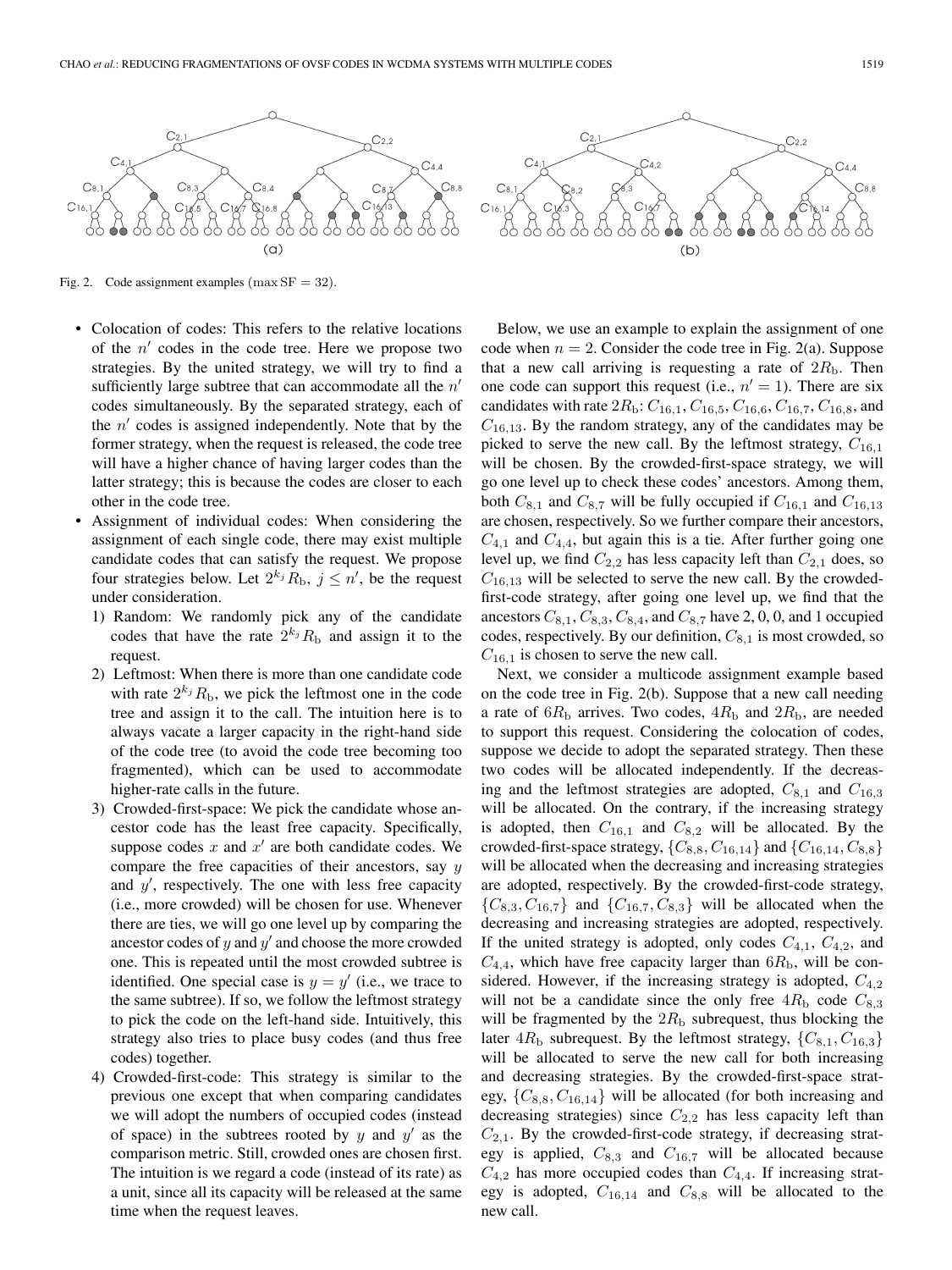Fig. 2. Code assignment examples ($\max \text{SF} = 32$).

- Colocation of codes: This refers to the relative locations of the $n'$ codes in the code tree. Here we propose two strategies. By the united strategy, we will try to find a sufficiently large subtree that can accommodate all the $n'$ codes simultaneously. By the separated strategy, each of the $n'$ codes is assigned independently. Note that by the former strategy, when the request is released, the code tree will have a higher chance of having larger codes than the latter strategy; this is because the codes are closer to each other in the code tree.
- Assignment of individual codes: When considering the assignment of each single code, there may exist multiple candidate codes that can satisfy the request. We propose four strategies below. Let $2^{k_j} R_{\text{b}}$, $j \leq n'$, be the request under consideration.
  1) Random: We randomly pick any of the candidate codes that have the rate $2^{k_j} R_{\text{b}}$ and assign it to the request.
  2) Leftmost: When there is more than one candidate code with rate $2^{k_j} R_{\text{b}}$, we pick the leftmost one in the code tree and assign it to the call. The intuition here is to always vacate a larger capacity in the right-hand side of the code tree (to avoid the code tree becoming too fragmented), which can be used to accommodate higher-rate calls in the future.
  3) Crowded-first-space: We pick the candidate whose ancestor code has the least free capacity. Specifically, suppose codes $x$ and $x'$ are both candidate codes. We compare the free capacities of their ancestors, say $y$ and $y'$, respectively. The one with less free capacity (i.e., more crowded) will be chosen for use. Whenever there are ties, we will go one level up by comparing the ancestor codes of $y$ and $y'$ and choose the more crowded one. This is repeated until the most crowded subtree is identified. One special case is $y = y'$ (i.e., we trace to the same subtree). If so, we follow the leftmost strategy to pick the code on the left-hand side. Intuitively, this strategy also tries to place busy codes (and thus free codes) together.
  4) Crowded-first-code: This strategy is similar to the previous one except that when comparing candidates we will adopt the numbers of occupied codes (instead of space) in the subtrees rooted by $y$ and $y'$ as the comparison metric. Still, crowded ones are chosen first. The intuition is we regard a code (instead of its rate) as a unit, since all its capacity will be released at the same time when the request leaves.

Below, we use an example to explain the assignment of one code when $n = 2$. Consider the code tree in Fig. 2(a). Suppose that a new call arriving is requesting a rate of $2R_{\text{b}}$. Then one code can support this request (i.e., $n' = 1$). There are six candidates with rate $2R_{\text{b}}$: $C_{16,1}$, $C_{16,5}$, $C_{16,6}$, $C_{16,7}$, $C_{16,8}$, and $C_{16,13}$. By the random strategy, any of the candidates may be picked to serve the new call. By the leftmost strategy, $C_{16,1}$ will be chosen. By the crowded-first-space strategy, we will go one level up to check these codes' ancestors. Among them, both $C_{8,1}$ and $C_{8,7}$ will be fully occupied if $C_{16,1}$ and $C_{16,13}$ are chosen, respectively. So we further compare their ancestors, $C_{4,1}$ and $C_{4,4}$, but again this is a tie. After further going one level up, we find $C_{2,2}$ has less capacity left than $C_{2,1}$ does, so $C_{16,13}$ will be selected to serve the new call. By the crowded-first-code strategy, after going one level up, we find that the ancestors $C_{8,1}$, $C_{8,3}$, $C_{8,4}$, and $C_{8,7}$ have 2, 0, 0, and 1 occupied codes, respectively. By our definition, $C_{8,1}$ is most crowded, so $C_{16,1}$ is chosen to serve the new call.

Next, we consider a multicode assignment example based on the code tree in Fig. 2(b). Suppose that a new call needing a rate of $6R_{\text{b}}$ arrives. Two codes, $4R_{\text{b}}$ and $2R_{\text{b}}$, are needed to support this request. Considering the colocation of codes, suppose we decide to adopt the separated strategy. Then these two codes will be allocated independently. If the decreasing and the leftmost strategies are adopted, $C_{8,1}$ and $C_{16,3}$ will be allocated. On the contrary, if the increasing strategy is adopted, then $C_{16,1}$ and $C_{8,2}$ will be allocated. By the crowded-first-space strategy, $\{C_{8,8}, C_{16,14}\}$ and $\{C_{16,14}, C_{8,8}\}$ will be allocated when the decreasing and increasing strategies are adopted, respectively. By the crowded-first-code strategy, $\{C_{8,3}, C_{16,7}\}$ and $\{C_{16,7}, C_{8,3}\}$ will be allocated when the decreasing and increasing strategies are adopted, respectively. If the united strategy is adopted, only codes $C_{4,1}$, $C_{4,2}$, and $C_{4,4}$, which have free capacity larger than $6R_{\text{b}}$, will be considered. However, if the increasing strategy is adopted, $C_{4,2}$ will not be a candidate since the only free $4R_{\text{b}}$ code $C_{8,3}$ will be fragmented by the $2R_{\text{b}}$ subrequest, thus blocking the later $4R_{\text{b}}$ subrequest. By the leftmost strategy, $\{C_{8,1}, C_{16,3}\}$ will be allocated to serve the new call for both increasing and decreasing strategies. By the crowded-first-space strategy, $\{C_{8,8}, C_{16,14}\}$ will be allocated (for both increasing and decreasing strategies) since $C_{2,2}$ has less capacity left than $C_{2,1}$. By the crowded-first-code strategy, if decreasing strategy is applied, $C_{8,3}$ and $C_{16,7}$ will be allocated because $C_{4,2}$ has more occupied codes than $C_{4,4}$. If increasing strategy is adopted, $C_{16,14}$ and $C_{8,8}$ will be allocated to the new call.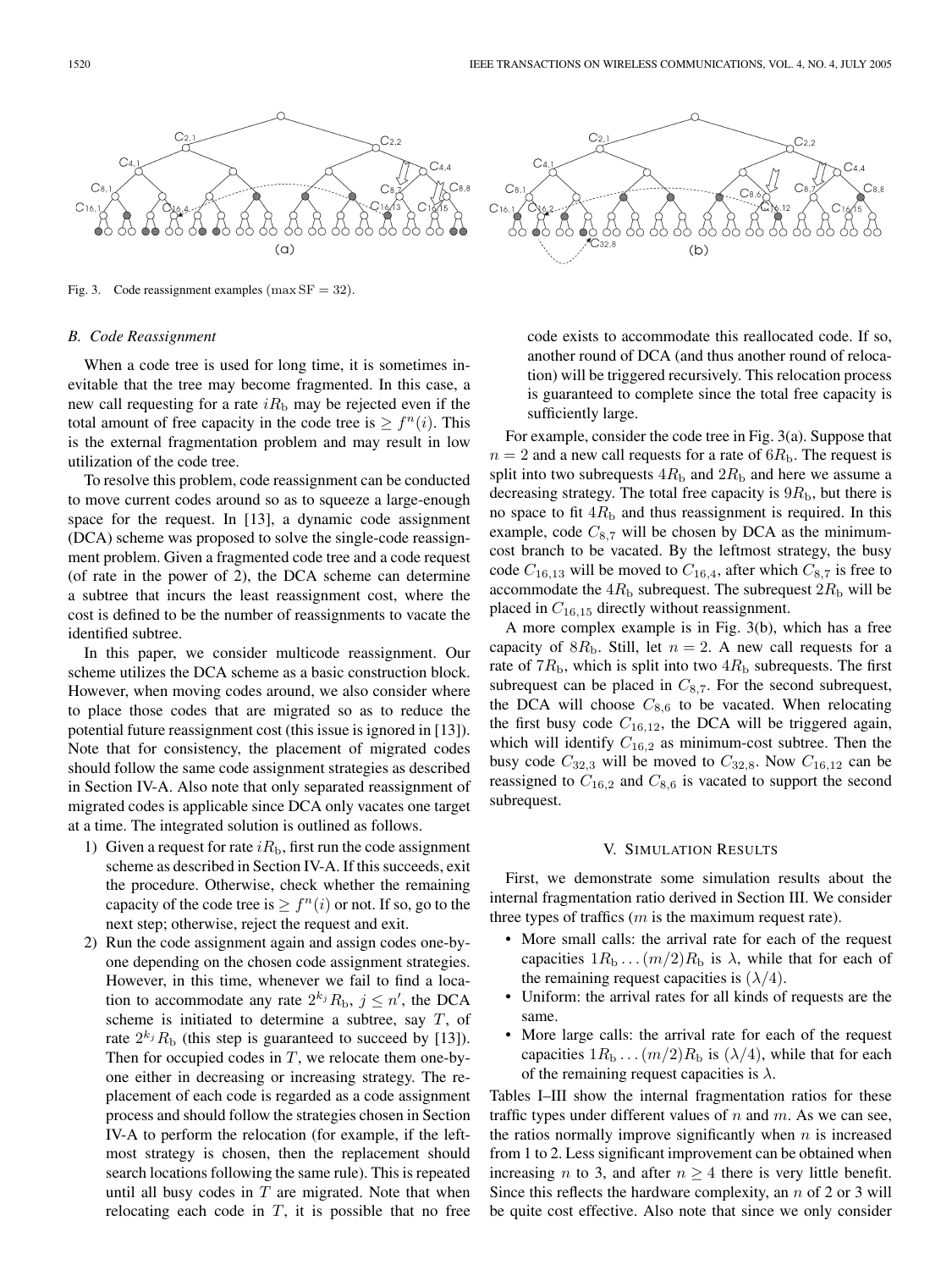Fig. 3. Code reassignment examples ($\max \mathrm{SF} = 32$).

### B. Code Reassignment

When a code tree is used for long time, it is sometimes inevitable that the tree may become fragmented. In this case, a new call requesting for a rate $iR_\mathrm{b}$ may be rejected even if the total amount of free capacity in the code tree is $\geq f^n(i)$. This is the external fragmentation problem and may result in low utilization of the code tree.

To resolve this problem, code reassignment can be conducted to move current codes around so as to squeeze a large-enough space for the request. In [13], a dynamic code assignment (DCA) scheme was proposed to solve the single-code reassignment problem. Given a fragmented code tree and a code request (of rate in the power of 2), the DCA scheme can determine a subtree that incurs the least reassignment cost, where the cost is defined to be the number of reassignments to vacate the identified subtree.

In this paper, we consider multicode reassignment. Our scheme utilizes the DCA scheme as a basic construction block. However, when moving codes around, we also consider where to place those codes that are migrated so as to reduce the potential future reassignment cost (this issue is ignored in [13]). Note that for consistency, the placement of migrated codes should follow the same code assignment strategies as described in Section IV-A. Also note that only separated reassignment of migrated codes is applicable since DCA only vacates one target at a time. The integrated solution is outlined as follows.

1) Given a request for rate $iR_\mathrm{b}$, first run the code assignment scheme as described in Section IV-A. If this succeeds, exit the procedure. Otherwise, check whether the remaining capacity of the code tree is $\geq f^n(i)$ or not. If so, go to the next step; otherwise, reject the request and exit.
2) Run the code assignment again and assign codes one-by-one depending on the chosen code assignment strategies. However, in this time, whenever we fail to find a location to accommodate any rate $2^{k_j}R_\mathrm{b}$, $j \leq n'$, the DCA scheme is initiated to determine a subtree, say $T$, of rate $2^{k_j}R_\mathrm{b}$ (this step is guaranteed to succeed by [13]). Then for occupied codes in $T$, we relocate them one-by-one either in decreasing or increasing strategy. The replacement of each code is regarded as a code assignment process and should follow the strategies chosen in Section IV-A to perform the relocation (for example, if the leftmost strategy is chosen, then the replacement should search locations following the same rule). This is repeated until all busy codes in $T$ are migrated. Note that when relocating each code in $T$, it is possible that no free code exists to accommodate this reallocated code. If so, another round of DCA (and thus another round of relocation) will be triggered recursively. This relocation process is guaranteed to complete since the total free capacity is sufficiently large.

For example, consider the code tree in Fig. 3(a). Suppose that $n = 2$ and a new call requests for a rate of $6R_\mathrm{b}$. The request is split into two subrequests $4R_\mathrm{b}$ and $2R_\mathrm{b}$ and here we assume a decreasing strategy. The total free capacity is $9R_\mathrm{b}$, but there is no space to fit $4R_\mathrm{b}$ and thus reassignment is required. In this example, code $C_{8,7}$ will be chosen by DCA as the minimum-cost branch to be vacated. By the leftmost strategy, the busy code $C_{16,13}$ will be moved to $C_{16,4}$, after which $C_{8,7}$ is free to accommodate the $4R_\mathrm{b}$ subrequest. The subrequest $2R_\mathrm{b}$ will be placed in $C_{16,15}$ directly without reassignment.

A more complex example is in Fig. 3(b), which has a free capacity of $8R_\mathrm{b}$. Still, let $n = 2$. A new call requests for a rate of $7R_\mathrm{b}$, which is split into two $4R_\mathrm{b}$ subrequests. The first subrequest can be placed in $C_{8,7}$. For the second subrequest, the DCA will choose $C_{8,6}$ to be vacated. When relocating the first busy code $C_{16,12}$, the DCA will be triggered again, which will identify $C_{16,2}$ as minimum-cost subtree. Then the busy code $C_{32,3}$ will be moved to $C_{32,8}$. Now $C_{16,12}$ can be reassigned to $C_{16,2}$ and $C_{8,6}$ is vacated to support the second subrequest.

## V. Simulation Results

First, we demonstrate some simulation results about the internal fragmentation ratio derived in Section III. We consider three types of traffics ($m$ is the maximum request rate).

- More small calls: the arrival rate for each of the request capacities $1R_\mathrm{b} \ldots (m/2)R_\mathrm{b}$ is $\lambda$, while that for each of the remaining request capacities is $(\lambda/4)$.
- Uniform: the arrival rates for all kinds of requests are the same.
- More large calls: the arrival rate for each of the request capacities $1R_\mathrm{b} \ldots (m/2)R_\mathrm{b}$ is $(\lambda/4)$, while that for each of the remaining request capacities is $\lambda$.

Tables I–III show the internal fragmentation ratios for these traffic types under different values of $n$ and $m$. As we can see, the ratios normally improve significantly when $n$ is increased from 1 to 2. Less significant improvement can be obtained when increasing $n$ to 3, and after $n \geq 4$ there is very little benefit. Since this reflects the hardware complexity, an $n$ of 2 or 3 will be quite cost effective. Also note that since we only consider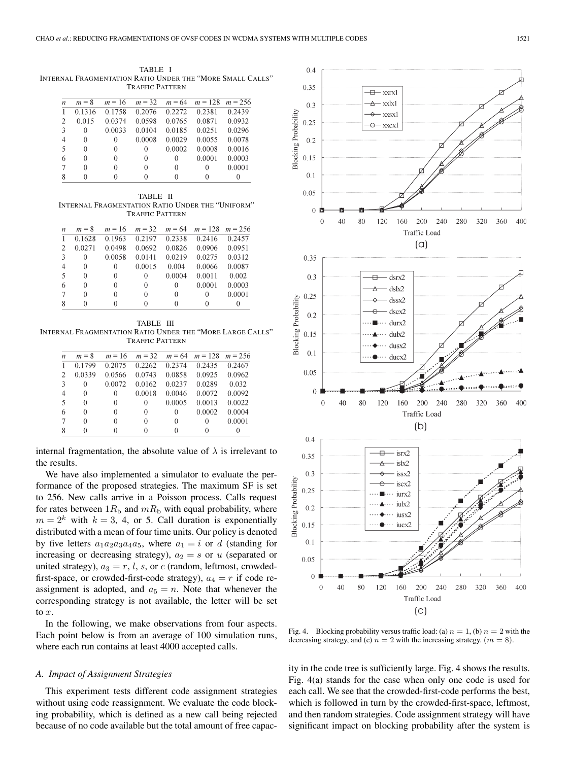TABLE I
INTERNAL FRAGMENTATION RATIO UNDER THE "MORE SMALL CALLS" TRAFFIC PATTERN

| $n$ | $m = 8$ | $m = 16$ | $m = 32$ | $m = 64$ | $m = 128$ | $m = 256$ |
|---|---|---|---|---|---|---|
| 1 | 0.1316 | 0.1758 | 0.2076 | 0.2272 | 0.2381 | 0.2439 |
| 2 | 0.015 | 0.0374 | 0.0598 | 0.0765 | 0.0871 | 0.0932 |
| 3 | 0 | 0.0033 | 0.0104 | 0.0185 | 0.0251 | 0.0296 |
| 4 | 0 | 0 | 0.0008 | 0.0029 | 0.0055 | 0.0078 |
| 5 | 0 | 0 | 0 | 0.0002 | 0.0008 | 0.0016 |
| 6 | 0 | 0 | 0 | 0 | 0.0001 | 0.0003 |
| 7 | 0 | 0 | 0 | 0 | 0 | 0.0001 |
| 8 | 0 | 0 | 0 | 0 | 0 | 0 |

TABLE II
INTERNAL FRAGMENTATION RATIO UNDER THE "UNIFORM" TRAFFIC PATTERN

| $n$ | $m = 8$ | $m = 16$ | $m = 32$ | $m = 64$ | $m = 128$ | $m = 256$ |
|---|---|---|---|---|---|---|
| 1 | 0.1628 | 0.1963 | 0.2197 | 0.2338 | 0.2416 | 0.2457 |
| 2 | 0.0271 | 0.0498 | 0.0692 | 0.0826 | 0.0906 | 0.0951 |
| 3 | 0 | 0.0058 | 0.0141 | 0.0219 | 0.0275 | 0.0312 |
| 4 | 0 | 0 | 0.0015 | 0.004 | 0.0066 | 0.0087 |
| 5 | 0 | 0 | 0 | 0.0004 | 0.0011 | 0.002 |
| 6 | 0 | 0 | 0 | 0 | 0.0001 | 0.0003 |
| 7 | 0 | 0 | 0 | 0 | 0 | 0.0001 |
| 8 | 0 | 0 | 0 | 0 | 0 | 0 |

TABLE III
INTERNAL FRAGMENTATION RATIO UNDER THE "MORE LARGE CALLS" TRAFFIC PATTERN

| $n$ | $m = 8$ | $m = 16$ | $m = 32$ | $m = 64$ | $m = 128$ | $m = 256$ |
|---|---|---|---|---|---|---|
| 1 | 0.1799 | 0.2075 | 0.2262 | 0.2374 | 0.2435 | 0.2467 |
| 2 | 0.0339 | 0.0566 | 0.0743 | 0.0858 | 0.0925 | 0.0962 |
| 3 | 0 | 0.0072 | 0.0162 | 0.0237 | 0.0289 | 0.032 |
| 4 | 0 | 0 | 0.0018 | 0.0046 | 0.0072 | 0.0092 |
| 5 | 0 | 0 | 0 | 0.0005 | 0.0013 | 0.0022 |
| 6 | 0 | 0 | 0 | 0 | 0.0002 | 0.0004 |
| 7 | 0 | 0 | 0 | 0 | 0 | 0.0001 |
| 8 | 0 | 0 | 0 | 0 | 0 | 0 |

internal fragmentation, the absolute value of $\lambda$ is irrelevant to the results.

We have also implemented a simulator to evaluate the performance of the proposed strategies. The maximum SF is set to 256. New calls arrive in a Poisson process. Calls request for rates between $1R_b$ and $mR_b$ with equal probability, where $m = 2^k$ with $k = 3$, 4, or 5. Call duration is exponentially distributed with a mean of four time units. Our policy is denoted by five letters $a_1a_2a_3a_4a_5$, where $a_1 = i$ or $d$ (standing for increasing or decreasing strategy), $a_2 = s$ or $u$ (separated or united strategy), $a_3 = r$, $l$, $s$, or $c$ (random, leftmost, crowded-first-space, or crowded-first-code strategy), $a_4 = r$ if code reassignment is adopted, and $a_5 = n$. Note that whenever the corresponding strategy is not available, the letter will be set to $x$.

In the following, we make observations from four aspects. Each point below is from an average of 100 simulation runs, where each run contains at least 4000 accepted calls.

### A. Impact of Assignment Strategies

This experiment tests different code assignment strategies without using code reassignment. We evaluate the code blocking probability, which is defined as a new call being rejected because of no code available but the total amount of free capacity in the code tree is sufficiently large. Fig. 4 shows the results. Fig. 4(a) stands for the case when only one code is used for each call. We see that the crowded-first-code performs the best, which is followed in turn by the crowded-first-space, leftmost, and then random strategies. Code assignment strategy will have significant impact on blocking probability after the system is

Fig. 4. Blocking probability versus traffic load: (a) $n = 1$, (b) $n = 2$ with the decreasing strategy, and (c) $n = 2$ with the increasing strategy. ($m = 8$).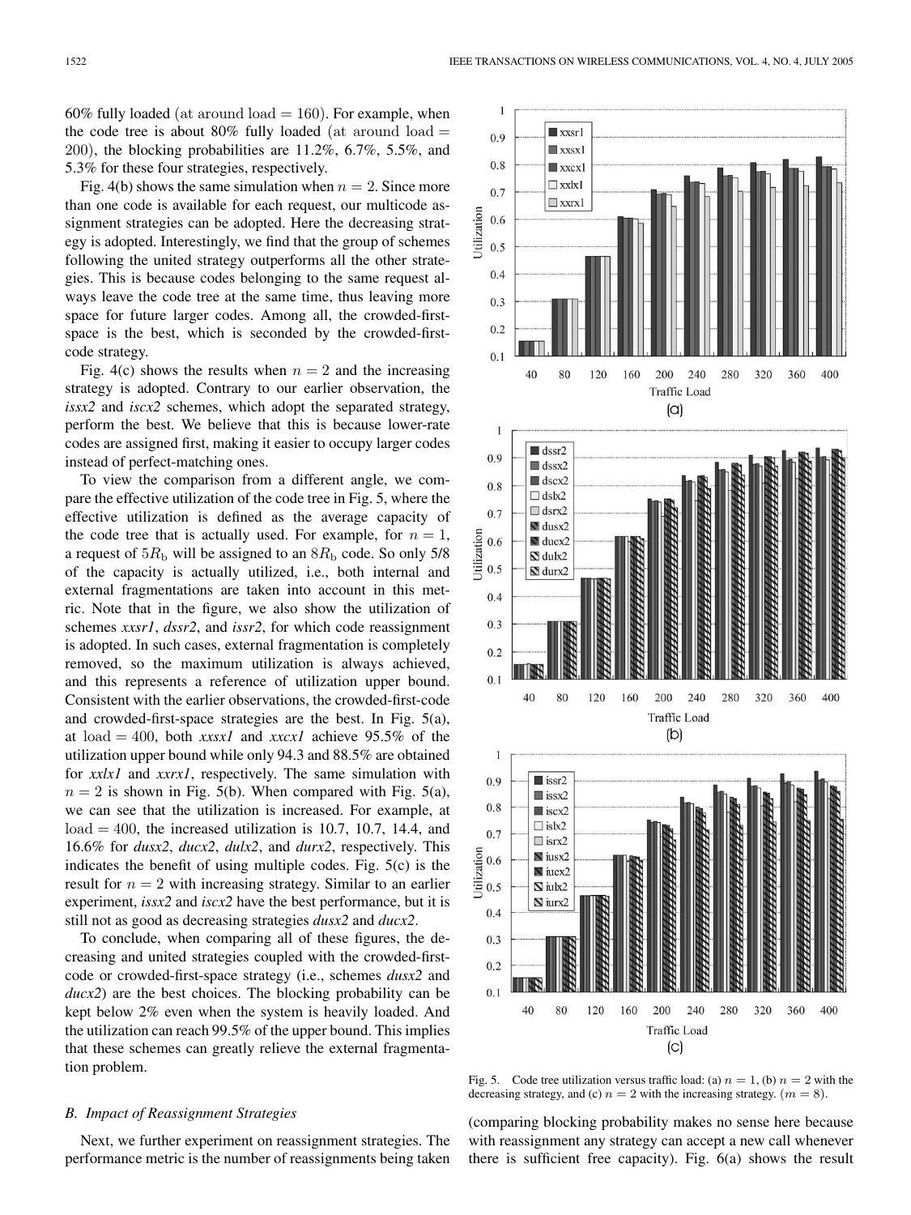60% fully loaded (at around load = 160). For example, when the code tree is about 80% fully loaded (at around load = 200), the blocking probabilities are 11.2%, 6.7%, 5.5%, and 5.3% for these four strategies, respectively.

Fig. 4(b) shows the same simulation when $n = 2$. Since more than one code is available for each request, our multicode assignment strategies can be adopted. Here the decreasing strategy is adopted. Interestingly, we find that the group of schemes following the united strategy outperforms all the other strategies. This is because codes belonging to the same request always leave the code tree at the same time, thus leaving more space for future larger codes. Among all, the crowded-first-space is the best, which is seconded by the crowded-first-code strategy.

Fig. 4(c) shows the results when $n = 2$ and the increasing strategy is adopted. Contrary to our earlier observation, the *issx2* and *iscx2* schemes, which adopt the separated strategy, perform the best. We believe that this is because lower-rate codes are assigned first, making it easier to occupy larger codes instead of perfect-matching ones.

To view the comparison from a different angle, we compare the effective utilization of the code tree in Fig. 5, where the effective utilization is defined as the average capacity of the code tree that is actually used. For example, for $n = 1$, a request of $5R_b$ will be assigned to an $8R_b$ code. So only 5/8 of the capacity is actually utilized, i.e., both internal and external fragmentations are taken into account in this metric. Note that in the figure, we also show the utilization of schemes *xxsr1*, *dssr2*, and *issr2*, for which code reassignment is adopted. In such cases, external fragmentation is completely removed, so the maximum utilization is always achieved, and this represents a reference of utilization upper bound. Consistent with the earlier observations, the crowded-first-code and crowded-first-space strategies are the best. In Fig. 5(a), at load = 400, both *xxsx1* and *xxcx1* achieve 95.5% of the utilization upper bound while only 94.3 and 88.5% are obtained for *xxlx1* and *xxrx1*, respectively. The same simulation with $n = 2$ is shown in Fig. 5(b). When compared with Fig. 5(a), we can see that the utilization is increased. For example, at load = 400, the increased utilization is 10.7, 10.7, 14.4, and 16.6% for *dusx2*, *ducx2*, *dulx2*, and *durx2*, respectively. This indicates the benefit of using multiple codes. Fig. 5(c) is the result for $n = 2$ with increasing strategy. Similar to an earlier experiment, *issx2* and *iscx2* have the best performance, but it is still not as good as decreasing strategies *dusx2* and *ducx2*.

To conclude, when comparing all of these figures, the decreasing and united strategies coupled with the crowded-first-code or crowded-first-space strategy (i.e., schemes *dusx2* and *ducx2*) are the best choices. The blocking probability can be kept below 2% even when the system is heavily loaded. And the utilization can reach 99.5% of the upper bound. This implies that these schemes can greatly relieve the external fragmentation problem.

Fig. 5. Code tree utilization versus traffic load: (a) $n = 1$, (b) $n = 2$ with the decreasing strategy, and (c) $n = 2$ with the increasing strategy. ($m = 8$).

### B. Impact of Reassignment Strategies

Next, we further experiment on reassignment strategies. The performance metric is the number of reassignments being taken (comparing blocking probability makes no sense here because with reassignment any strategy can accept a new call whenever there is sufficient free capacity). Fig. 6(a) shows the result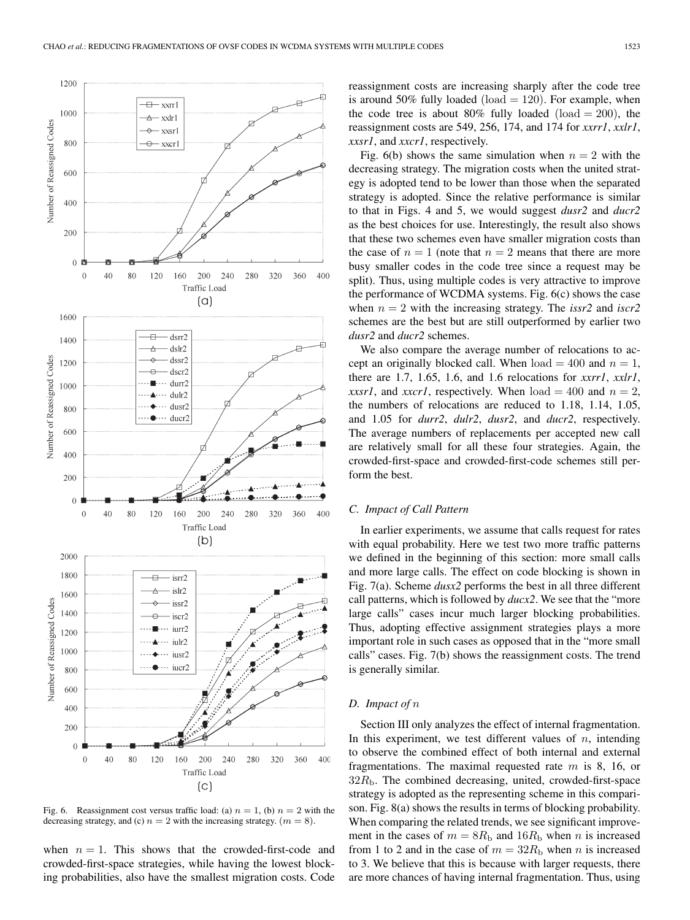Fig. 6. Reassignment cost versus traffic load: (a) $n = 1$, (b) $n = 2$ with the decreasing strategy, and (c) $n = 2$ with the increasing strategy. ($m = 8$).

when $n = 1$. This shows that the crowded-first-code and crowded-first-space strategies, while having the lowest blocking probabilities, also have the smallest migration costs. Code reassignment costs are increasing sharply after the code tree is around 50% fully loaded ($\text{load} = 120$). For example, when the code tree is about 80% fully loaded ($\text{load} = 200$), the reassignment costs are 549, 256, 174, and 174 for *xxrr1*, *xxlr1*, *xxsr1*, and *xxcr1*, respectively.

Fig. 6(b) shows the same simulation when $n = 2$ with the decreasing strategy. The migration costs when the united strategy is adopted tend to be lower than those when the separated strategy is adopted. Since the relative performance is similar to that in Figs. 4 and 5, we would suggest *dusr2* and *ducr2* as the best choices for use. Interestingly, the result also shows that these two schemes even have smaller migration costs than the case of $n = 1$ (note that $n = 2$ means that there are more busy smaller codes in the code tree since a request may be split). Thus, using multiple codes is very attractive to improve the performance of WCDMA systems. Fig. 6(c) shows the case when $n = 2$ with the increasing strategy. The *issr2* and *iscr2* schemes are the best but are still outperformed by earlier two *dusr2* and *ducr2* schemes.

We also compare the average number of relocations to accept an originally blocked call. When $\text{load} = 400$ and $n = 1$, there are 1.7, 1.65, 1.6, and 1.6 relocations for *xxrr1*, *xxlr1*, *xxsr1*, and *xxcr1*, respectively. When $\text{load} = 400$ and $n = 2$, the numbers of relocations are reduced to 1.18, 1.14, 1.05, and 1.05 for *durr2*, *dulr2*, *dusr2*, and *ducr2*, respectively. The average numbers of replacements per accepted new call are relatively small for all these four strategies. Again, the crowded-first-space and crowded-first-code schemes still perform the best.

### C. Impact of Call Pattern

In earlier experiments, we assume that calls request for rates with equal probability. Here we test two more traffic patterns we defined in the beginning of this section: more small calls and more large calls. The effect on code blocking is shown in Fig. 7(a). Scheme *dusx2* performs the best in all three different call patterns, which is followed by *ducx2*. We see that the "more large calls" cases incur much larger blocking probabilities. Thus, adopting effective assignment strategies plays a more important role in such cases as opposed that in the "more small calls" cases. Fig. 7(b) shows the reassignment costs. The trend is generally similar.

### D. Impact of $n$

Section III only analyzes the effect of internal fragmentation. In this experiment, we test different values of $n$, intending to observe the combined effect of both internal and external fragmentations. The maximal requested rate $m$ is 8, 16, or $32R_{\text{b}}$. The combined decreasing, united, crowded-first-space strategy is adopted as the representing scheme in this comparison. Fig. 8(a) shows the results in terms of blocking probability. When comparing the related trends, we see significant improvement in the cases of $m = 8R_{\text{b}}$ and $16R_{\text{b}}$ when $n$ is increased from 1 to 2 and in the case of $m = 32R_{\text{b}}$ when $n$ is increased to 3. We believe that this is because with larger requests, there are more chances of having internal fragmentation. Thus, using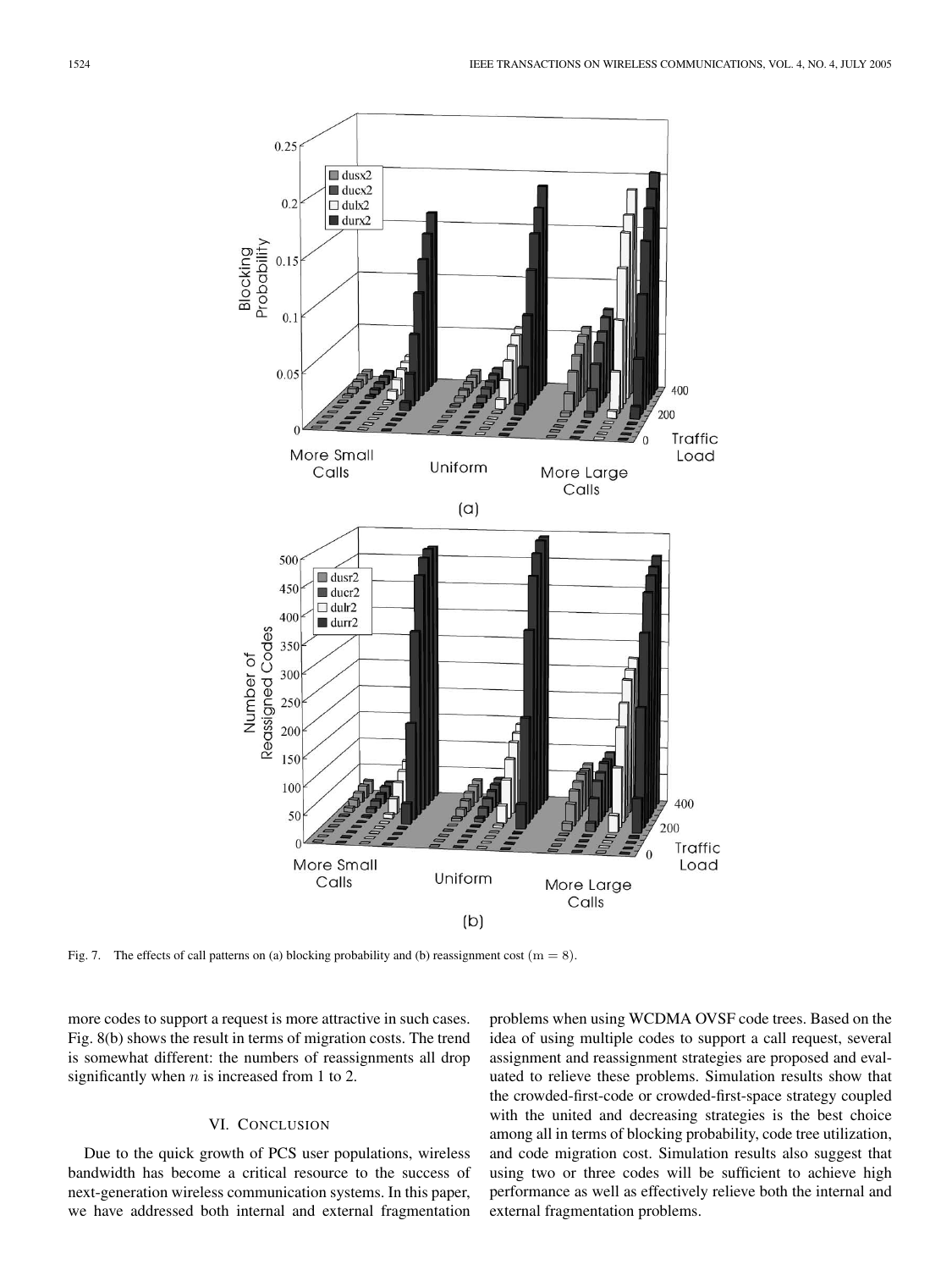Fig. 7. The effects of call patterns on (a) blocking probability and (b) reassignment cost ($m = 8$).

more codes to support a request is more attractive in such cases. Fig. 8(b) shows the result in terms of migration costs. The trend is somewhat different: the numbers of reassignments all drop significantly when $n$ is increased from 1 to 2.

## VI. Conclusion

Due to the quick growth of PCS user populations, wireless bandwidth has become a critical resource to the success of next-generation wireless communication systems. In this paper, we have addressed both internal and external fragmentation problems when using WCDMA OVSF code trees. Based on the idea of using multiple codes to support a call request, several assignment and reassignment strategies are proposed and evaluated to relieve these problems. Simulation results show that the crowded-first-code or crowded-first-space strategy coupled with the united and decreasing strategies is the best choice among all in terms of blocking probability, code tree utilization, and code migration cost. Simulation results also suggest that using two or three codes will be sufficient to achieve high performance as well as effectively relieve both the internal and external fragmentation problems.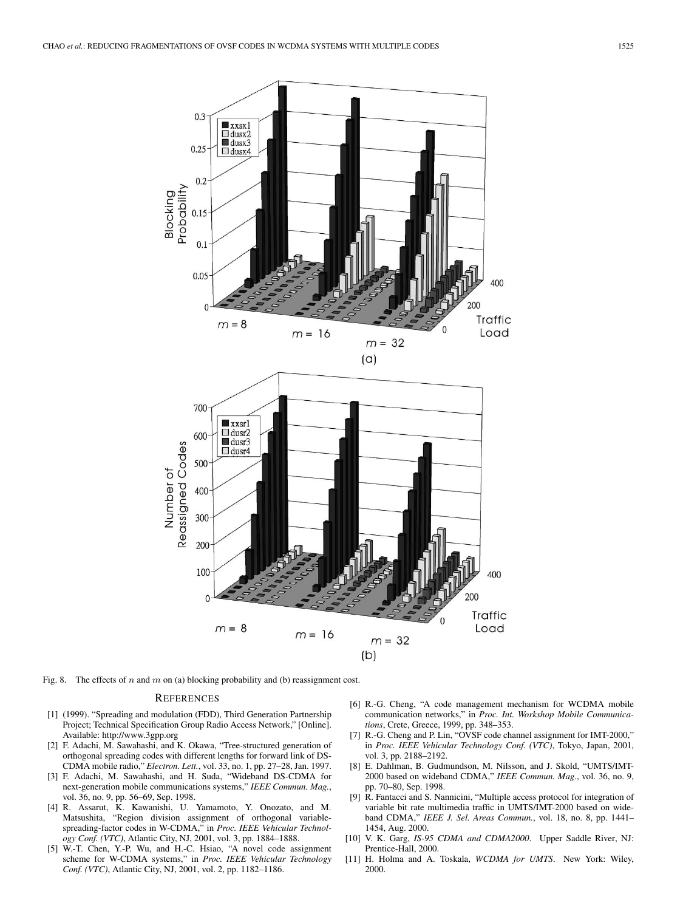Fig. 8. The effects of $n$ and $m$ on (a) blocking probability and (b) reassignment cost.

## REFERENCES

[1] (1999). "Spreading and modulation (FDD), Third Generation Partnership Project; Technical Specification Group Radio Access Network," [Online]. Available: http://www.3gpp.org

[2] F. Adachi, M. Sawahashi, and K. Okawa, "Tree-structured generation of orthogonal spreading codes with different lengths for forward link of DS-CDMA mobile radio," *Electron. Lett.*, vol. 33, no. 1, pp. 27–28, Jan. 1997.

[3] F. Adachi, M. Sawahashi, and H. Suda, "Wideband DS-CDMA for next-generation mobile communications systems," *IEEE Commun. Mag.*, vol. 36, no. 9, pp. 56–69, Sep. 1998.

[4] R. Assarut, K. Kawanishi, U. Yamamoto, Y. Onozato, and M. Matsushita, "Region division assignment of orthogonal variable-spreading-factor codes in W-CDMA," in *Proc. IEEE Vehicular Technology Conf. (VTC)*, Atlantic City, NJ, 2001, vol. 3, pp. 1884–1888.

[5] W.-T. Chen, Y.-P. Wu, and H.-C. Hsiao, "A novel code assignment scheme for W-CDMA systems," in *Proc. IEEE Vehicular Technology Conf. (VTC)*, Atlantic City, NJ, 2001, vol. 2, pp. 1182–1186.

[6] R.-G. Cheng, "A code management mechanism for WCDMA mobile communication networks," in *Proc. Int. Workshop Mobile Communications*, Crete, Greece, 1999, pp. 348–353.

[7] R.-G. Cheng and P. Lin, "OVSF code channel assignment for IMT-2000," in *Proc. IEEE Vehicular Technology Conf. (VTC)*, Tokyo, Japan, 2001, vol. 3, pp. 2188–2192.

[8] E. Dahlman, B. Gudmundson, M. Nilsson, and J. Skold, "UMTS/IMT-2000 based on wideband CDMA," *IEEE Commun. Mag.*, vol. 36, no. 9, pp. 70–80, Sep. 1998.

[9] R. Fantacci and S. Nannicini, "Multiple access protocol for integration of variable bit rate multimedia traffic in UMTS/IMT-2000 based on wideband CDMA," *IEEE J. Sel. Areas Commun.*, vol. 18, no. 8, pp. 1441–1454, Aug. 2000.

[10] V. K. Garg, *IS-95 CDMA and CDMA2000*. Upper Saddle River, NJ: Prentice-Hall, 2000.

[11] H. Holma and A. Toskala, *WCDMA for UMTS*. New York: Wiley, 2000.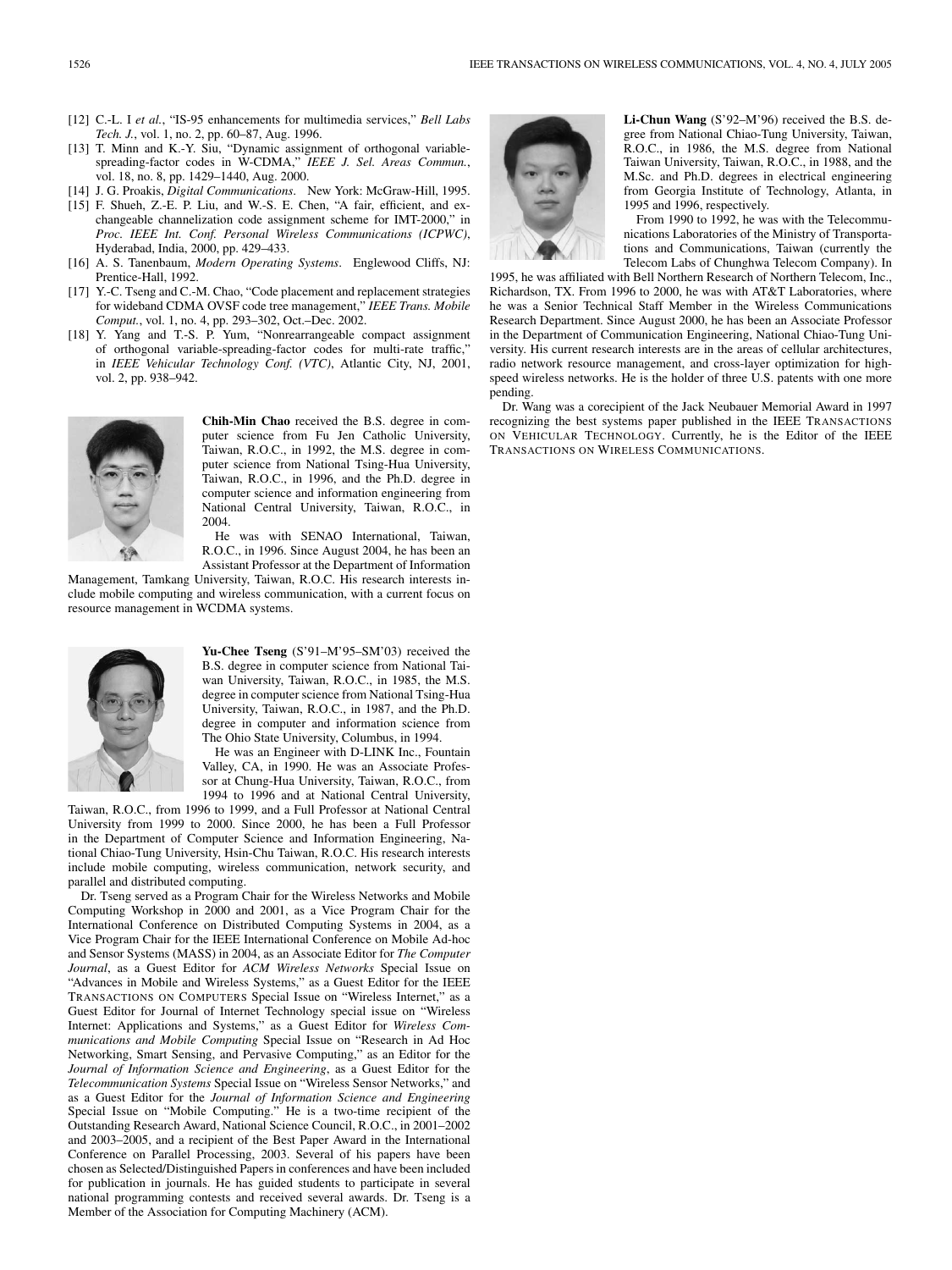[12] C.-L. I *et al.*, "IS-95 enhancements for multimedia services," *Bell Labs Tech. J.*, vol. 1, no. 2, pp. 60–87, Aug. 1996.

[13] T. Minn and K.-Y. Siu, "Dynamic assignment of orthogonal variable-spreading-factor codes in W-CDMA," *IEEE J. Sel. Areas Commun.*, vol. 18, no. 8, pp. 1429–1440, Aug. 2000.

[14] J. G. Proakis, *Digital Communications*. New York: McGraw-Hill, 1995.

[15] F. Shueh, Z.-E. P. Liu, and W.-S. E. Chen, "A fair, efficient, and exchangeable channelization code assignment scheme for IMT-2000," in *Proc. IEEE Int. Conf. Personal Wireless Communications (ICPWC)*, Hyderabad, India, 2000, pp. 429–433.

[16] A. S. Tanenbaum, *Modern Operating Systems*. Englewood Cliffs, NJ: Prentice-Hall, 1992.

[17] Y.-C. Tseng and C.-M. Chao, "Code placement and replacement strategies for wideband CDMA OVSF code tree management," *IEEE Trans. Mobile Comput.*, vol. 1, no. 4, pp. 293–302, Oct.–Dec. 2002.

[18] Y. Yang and T.-S. P. Yum, "Nonrearrangeable compact assignment of orthogonal variable-spreading-factor codes for multi-rate traffic," in *IEEE Vehicular Technology Conf. (VTC)*, Atlantic City, NJ, 2001, vol. 2, pp. 938–942.

**Chih-Min Chao** received the B.S. degree in computer science from Fu Jen Catholic University, Taiwan, R.O.C., in 1992, the M.S. degree in computer science from National Tsing-Hua University, Taiwan, R.O.C., in 1996, and the Ph.D. degree in computer science and information engineering from National Central University, Taiwan, R.O.C., in 2004.

He was with SENAO International, Taiwan, R.O.C., in 1996. Since August 2004, he has been an Assistant Professor at the Department of Information Management, Tamkang University, Taiwan, R.O.C. His research interests include mobile computing and wireless communication, with a current focus on resource management in WCDMA systems.

**Yu-Chee Tseng** (S'91–M'95–SM'03) received the B.S. degree in computer science from National Taiwan University, Taiwan, R.O.C., in 1985, the M.S. degree in computer science from National Tsing-Hua University, Taiwan, R.O.C., in 1987, and the Ph.D. degree in computer and information science from The Ohio State University, Columbus, in 1994.

He was an Engineer with D-LINK Inc., Fountain Valley, CA, in 1990. He was an Associate Professor at Chung-Hua University, Taiwan, R.O.C., from 1994 to 1996 and at National Central University, Taiwan, R.O.C., from 1996 to 1999, and a Full Professor at National Central University from 1999 to 2000. Since 2000, he has been a Full Professor in the Department of Computer Science and Information Engineering, National Chiao-Tung University, Hsin-Chu Taiwan, R.O.C. His research interests include mobile computing, wireless communication, network security, and parallel and distributed computing.

Dr. Tseng served as a Program Chair for the Wireless Networks and Mobile Computing Workshop in 2000 and 2001, as a Vice Program Chair for the International Conference on Distributed Computing Systems in 2004, as a Vice Program Chair for the IEEE International Conference on Mobile Ad-hoc and Sensor Systems (MASS) in 2004, as an Associate Editor for *The Computer Journal*, as a Guest Editor for *ACM Wireless Networks* Special Issue on "Advances in Mobile and Wireless Systems," as a Guest Editor for the IEEE TRANSACTIONS ON COMPUTERS Special Issue on "Wireless Internet," as a Guest Editor for Journal of Internet Technology special issue on "Wireless Internet: Applications and Systems," as a Guest Editor for *Wireless Communications and Mobile Computing* Special Issue on "Research in Ad Hoc Networking, Smart Sensing, and Pervasive Computing," as an Editor for the *Journal of Information Science and Engineering*, as a Guest Editor for the *Telecommunication Systems* Special Issue on "Wireless Sensor Networks," and as a Guest Editor for the *Journal of Information Science and Engineering* Special Issue on "Mobile Computing." He is a two-time recipient of the Outstanding Research Award, National Science Council, R.O.C., in 2001–2002 and 2003–2005, and a recipient of the Best Paper Award in the International Conference on Parallel Processing, 2003. Several of his papers have been chosen as Selected/Distinguished Papers in conferences and have been included for publication in journals. He has guided students to participate in several national programming contests and received several awards. Dr. Tseng is a Member of the Association for Computing Machinery (ACM).

**Li-Chun Wang** (S'92–M'96) received the B.S. degree from National Chiao-Tung University, Taiwan, R.O.C., in 1986, the M.S. degree from National Taiwan University, Taiwan, R.O.C., in 1988, and the M.Sc. and Ph.D. degrees in electrical engineering from Georgia Institute of Technology, Atlanta, in 1995 and 1996, respectively.

From 1990 to 1992, he was with the Telecommunications Laboratories of the Ministry of Transportations and Communications, Taiwan (currently the Telecom Labs of Chunghwa Telecom Company). In 1995, he was affiliated with Bell Northern Research of Northern Telecom, Inc., Richardson, TX. From 1996 to 2000, he was with AT&T Laboratories, where he was a Senior Technical Staff Member in the Wireless Communications Research Department. Since August 2000, he has been an Associate Professor in the Department of Communication Engineering, National Chiao-Tung University. His current research interests are in the areas of cellular architectures, radio network resource management, and cross-layer optimization for high-speed wireless networks. He is the holder of three U.S. patents with one more pending.

Dr. Wang was a corecipient of the Jack Neubauer Memorial Award in 1997 recognizing the best systems paper published in the IEEE TRANSACTIONS ON VEHICULAR TECHNOLOGY. Currently, he is the Editor of the IEEE TRANSACTIONS ON WIRELESS COMMUNICATIONS.